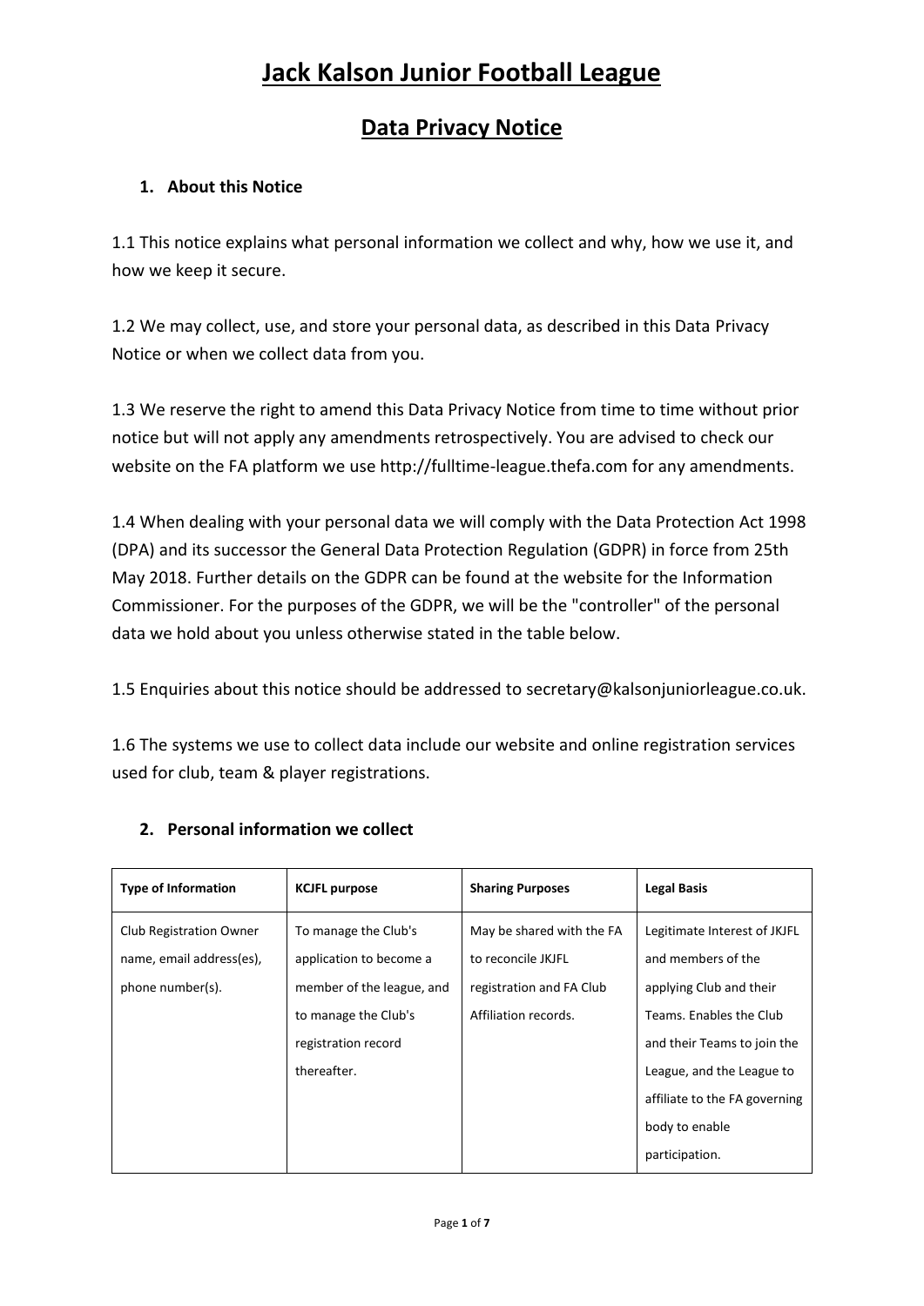# Jack Kalson Junior Football League

## Data Privacy Notice

### 1. About this Notice

1.1 This notice explains what personal information we collect and why, how we use it, and how we keep it secure.

1.2 We may collect, use, and store your personal data, as described in this Data Privacy Notice or when we collect data from you.

1.3 We reserve the right to amend this Data Privacy Notice from time to time without prior notice but will not apply any amendments retrospectively. You are advised to check our website on the FA platform we use http://fulltime-league.thefa.com for any amendments.

1.4 When dealing with your personal data we will comply with the Data Protection Act 1998 (DPA) and its successor the General Data Protection Regulation (GDPR) in force from 25th May 2018. Further details on the GDPR can be found at the website for the Information Commissioner. For the purposes of the GDPR, we will be the "controller" of the personal data we hold about you unless otherwise stated in the table below.

1.5 Enquiries about this notice should be addressed to secretary@kalsonjuniorleague.co.uk.

1.6 The systems we use to collect data include our website and online registration services used for club, team & player registrations.

### 2. Personal information we collect

| Type of Information | KCJFL purpose | Sharing Purposes | Legal Basis |
|---|---|---|---|
| Club Registration Owner name, email address(es), phone number(s). | To manage the Club's application to become a member of the league, and to manage the Club's registration record thereafter. | May be shared with the FA to reconcile JKJFL registration and FA Club Affiliation records. | Legitimate Interest of JKJFL and members of the applying Club and their Teams. Enables the Club and their Teams to join the League, and the League to affiliate to the FA governing body to enable participation. |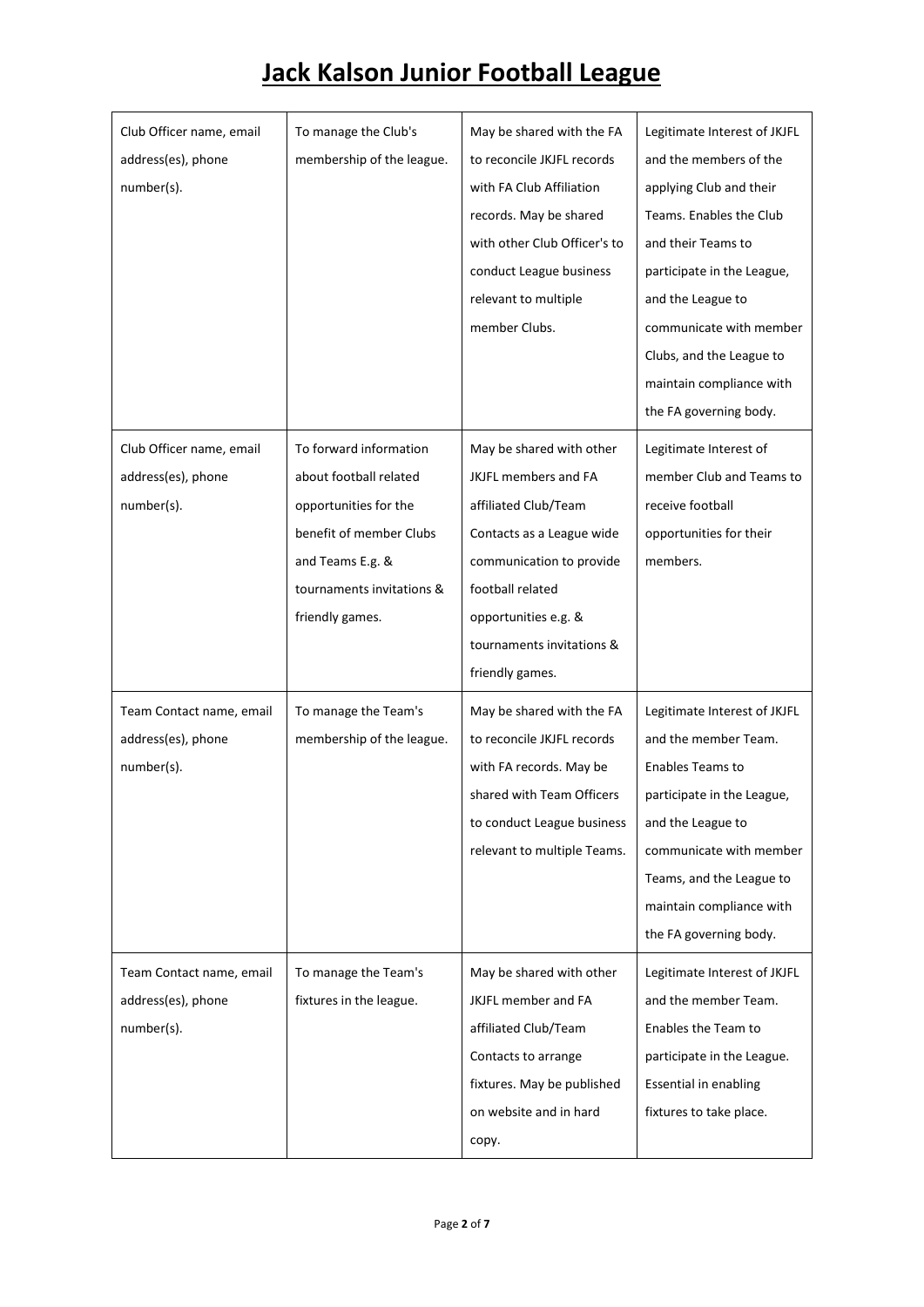# Jack Kalson Junior Football League

| | | | |
|---|---|---|---|
| Club Officer name, email address(es), phone number(s). | To manage the Club's membership of the league. | May be shared with the FA to reconcile JKJFL records with FA Club Affiliation records. May be shared with other Club Officer's to conduct League business relevant to multiple member Clubs. | Legitimate Interest of JKJFL and the members of the applying Club and their Teams. Enables the Club and their Teams to participate in the League, and the League to communicate with member Clubs, and the League to maintain compliance with the FA governing body. |
| Club Officer name, email address(es), phone number(s). | To forward information about football related opportunities for the benefit of member Clubs and Teams E.g. & tournaments invitations & friendly games. | May be shared with other JKJFL members and FA affiliated Club/Team Contacts as a League wide communication to provide football related opportunities e.g. & tournaments invitations & friendly games. | Legitimate Interest of member Club and Teams to receive football opportunities for their members. |
| Team Contact name, email address(es), phone number(s). | To manage the Team's membership of the league. | May be shared with the FA to reconcile JKJFL records with FA records. May be shared with Team Officers to conduct League business relevant to multiple Teams. | Legitimate Interest of JKJFL and the member Team. Enables Teams to participate in the League, and the League to communicate with member Teams, and the League to maintain compliance with the FA governing body. |
| Team Contact name, email address(es), phone number(s). | To manage the Team's fixtures in the league. | May be shared with other JKJFL member and FA affiliated Club/Team Contacts to arrange fixtures. May be published on website and in hard copy. | Legitimate Interest of JKJFL and the member Team. Enables the Team to participate in the League. Essential in enabling fixtures to take place. |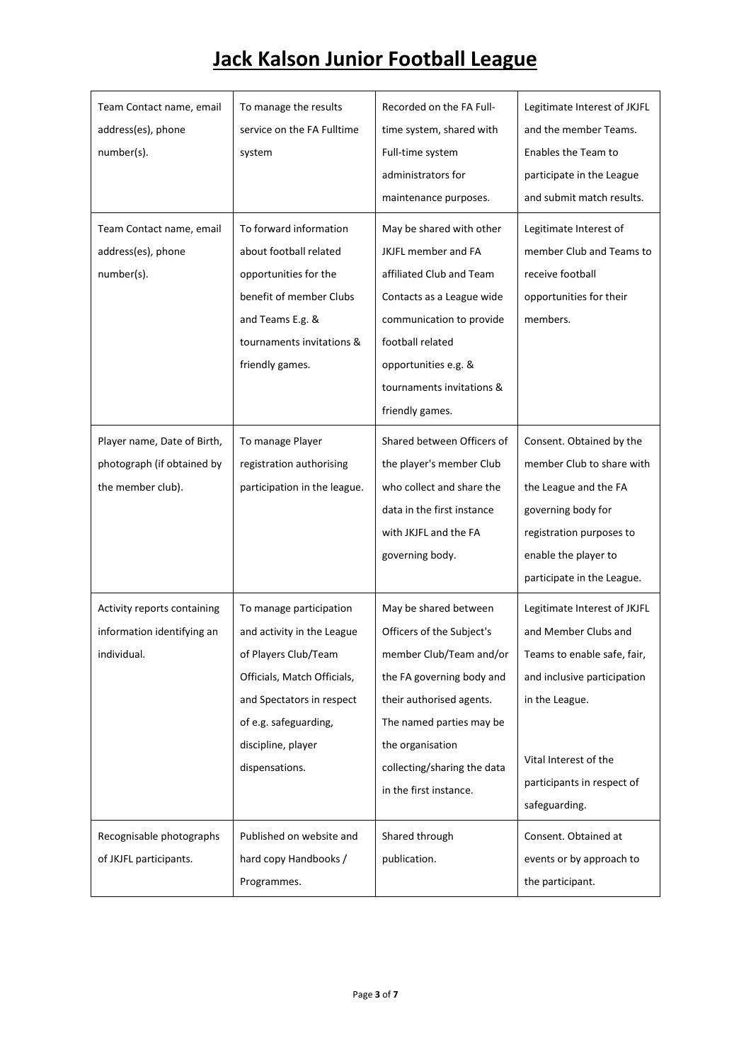| Team Contact name, email address(es), phone number(s). | To manage the results service on the FA Fulltime system | Recorded on the FA Full-time system, shared with Full-time system administrators for maintenance purposes. | Legitimate Interest of JKJFL and the member Teams. Enables the Team to participate in the League and submit match results. |
|---|---|---|---|
| Team Contact name, email address(es), phone number(s). | To forward information about football related opportunities for the benefit of member Clubs and Teams E.g. & tournaments invitations & friendly games. | May be shared with other JKJFL member and FA affiliated Club and Team Contacts as a League wide communication to provide football related opportunities e.g. & tournaments invitations & friendly games. | Legitimate Interest of member Club and Teams to receive football opportunities for their members. |
| Player name, Date of Birth, photograph (if obtained by the member club). | To manage Player registration authorising participation in the league. | Shared between Officers of the player's member Club who collect and share the data in the first instance with JKJFL and the FA governing body. | Consent. Obtained by the member Club to share with the League and the FA governing body for registration purposes to enable the player to participate in the League. |
| Activity reports containing information identifying an individual. | To manage participation and activity in the League of Players Club/Team Officials, Match Officials, and Spectators in respect of e.g. safeguarding, discipline, player dispensations. | May be shared between Officers of the Subject's member Club/Team and/or the FA governing body and their authorised agents. The named parties may be the organisation collecting/sharing the data in the first instance. | Legitimate Interest of JKJFL and Member Clubs and Teams to enable safe, fair, and inclusive participation in the League.<br><br>Vital Interest of the participants in respect of safeguarding. |
| Recognisable photographs of JKJFL participants. | Published on website and hard copy Handbooks / Programmes. | Shared through publication. | Consent. Obtained at events or by approach to the participant. |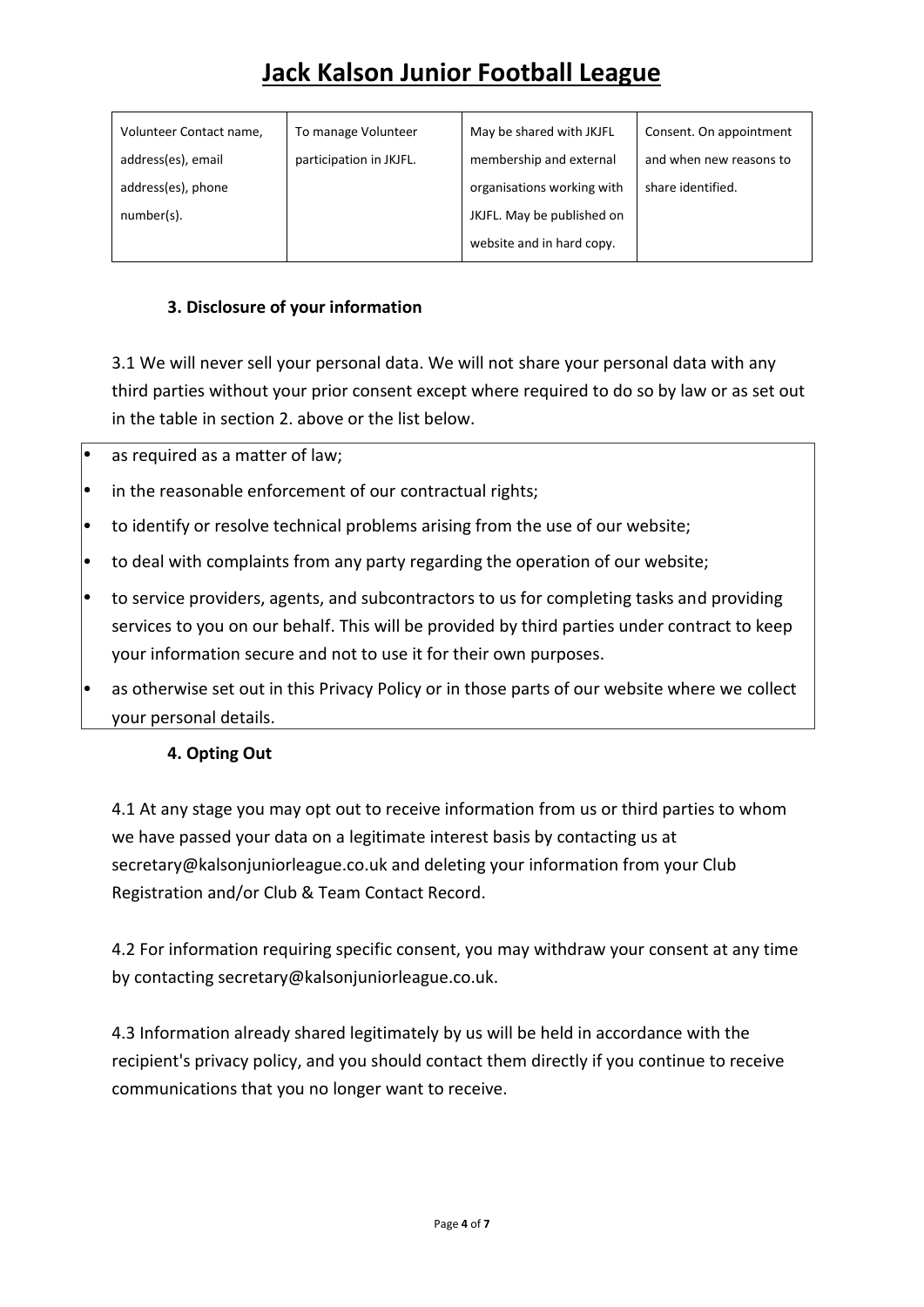| Volunteer Contact name, address(es), email address(es), phone number(s). | To manage Volunteer participation in JKJFL. | May be shared with JKJFL membership and external organisations working with JKJFL. May be published on website and in hard copy. | Consent. On appointment and when new reasons to share identified. |
|---|---|---|---|

### 3. Disclosure of your information

3.1 We will never sell your personal data. We will not share your personal data with any third parties without your prior consent except where required to do so by law or as set out in the table in section 2. above or the list below.

- as required as a matter of law;
- in the reasonable enforcement of our contractual rights;
- to identify or resolve technical problems arising from the use of our website;
- to deal with complaints from any party regarding the operation of our website;
- to service providers, agents, and subcontractors to us for completing tasks and providing services to you on our behalf. This will be provided by third parties under contract to keep your information secure and not to use it for their own purposes.
- as otherwise set out in this Privacy Policy or in those parts of our website where we collect your personal details.

### 4. Opting Out

4.1 At any stage you may opt out to receive information from us or third parties to whom we have passed your data on a legitimate interest basis by contacting us at secretary@kalsonjuniorleague.co.uk and deleting your information from your Club Registration and/or Club & Team Contact Record.

4.2 For information requiring specific consent, you may withdraw your consent at any time by contacting secretary@kalsonjuniorleague.co.uk.

4.3 Information already shared legitimately by us will be held in accordance with the recipient's privacy policy, and you should contact them directly if you continue to receive communications that you no longer want to receive.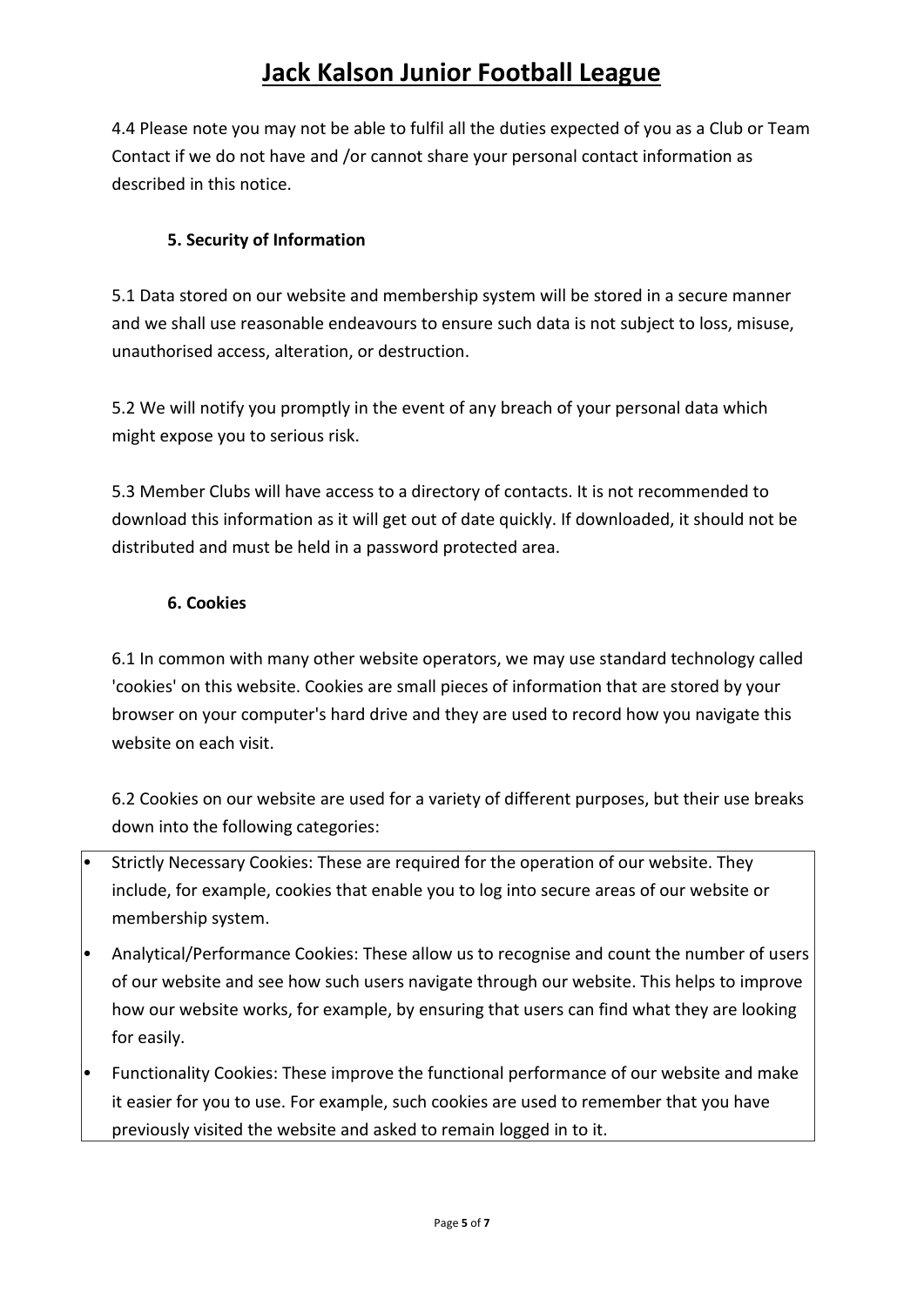4.4 Please note you may not be able to fulfil all the duties expected of you as a Club or Team Contact if we do not have and /or cannot share your personal contact information as described in this notice.

### 5. Security of Information

5.1 Data stored on our website and membership system will be stored in a secure manner and we shall use reasonable endeavours to ensure such data is not subject to loss, misuse, unauthorised access, alteration, or destruction.

5.2 We will notify you promptly in the event of any breach of your personal data which might expose you to serious risk.

5.3 Member Clubs will have access to a directory of contacts. It is not recommended to download this information as it will get out of date quickly. If downloaded, it should not be distributed and must be held in a password protected area.

### 6. Cookies

6.1 In common with many other website operators, we may use standard technology called 'cookies' on this website. Cookies are small pieces of information that are stored by your browser on your computer's hard drive and they are used to record how you navigate this website on each visit.

6.2 Cookies on our website are used for a variety of different purposes, but their use breaks down into the following categories:

- Strictly Necessary Cookies: These are required for the operation of our website. They include, for example, cookies that enable you to log into secure areas of our website or membership system.
- Analytical/Performance Cookies: These allow us to recognise and count the number of users of our website and see how such users navigate through our website. This helps to improve how our website works, for example, by ensuring that users can find what they are looking for easily.
- Functionality Cookies: These improve the functional performance of our website and make it easier for you to use. For example, such cookies are used to remember that you have previously visited the website and asked to remain logged in to it.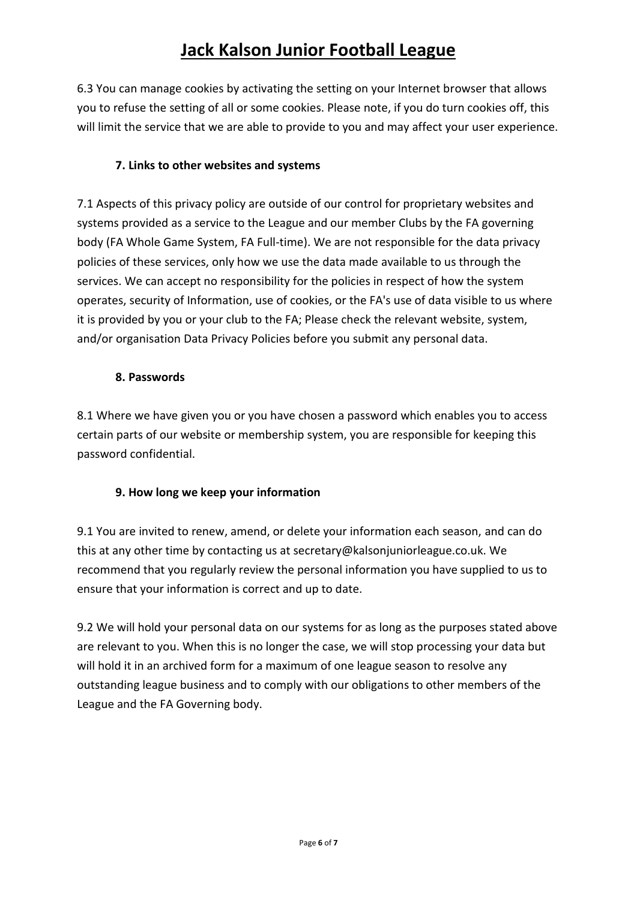6.3 You can manage cookies by activating the setting on your Internet browser that allows you to refuse the setting of all or some cookies. Please note, if you do turn cookies off, this will limit the service that we are able to provide to you and may affect your user experience.

## 7. Links to other websites and systems

7.1 Aspects of this privacy policy are outside of our control for proprietary websites and systems provided as a service to the League and our member Clubs by the FA governing body (FA Whole Game System, FA Full-time). We are not responsible for the data privacy policies of these services, only how we use the data made available to us through the services. We can accept no responsibility for the policies in respect of how the system operates, security of Information, use of cookies, or the FA's use of data visible to us where it is provided by you or your club to the FA; Please check the relevant website, system, and/or organisation Data Privacy Policies before you submit any personal data.

## 8. Passwords

8.1 Where we have given you or you have chosen a password which enables you to access certain parts of our website or membership system, you are responsible for keeping this password confidential.

## 9. How long we keep your information

9.1 You are invited to renew, amend, or delete your information each season, and can do this at any other time by contacting us at secretary@kalsonjuniorleague.co.uk. We recommend that you regularly review the personal information you have supplied to us to ensure that your information is correct and up to date.

9.2 We will hold your personal data on our systems for as long as the purposes stated above are relevant to you. When this is no longer the case, we will stop processing your data but will hold it in an archived form for a maximum of one league season to resolve any outstanding league business and to comply with our obligations to other members of the League and the FA Governing body.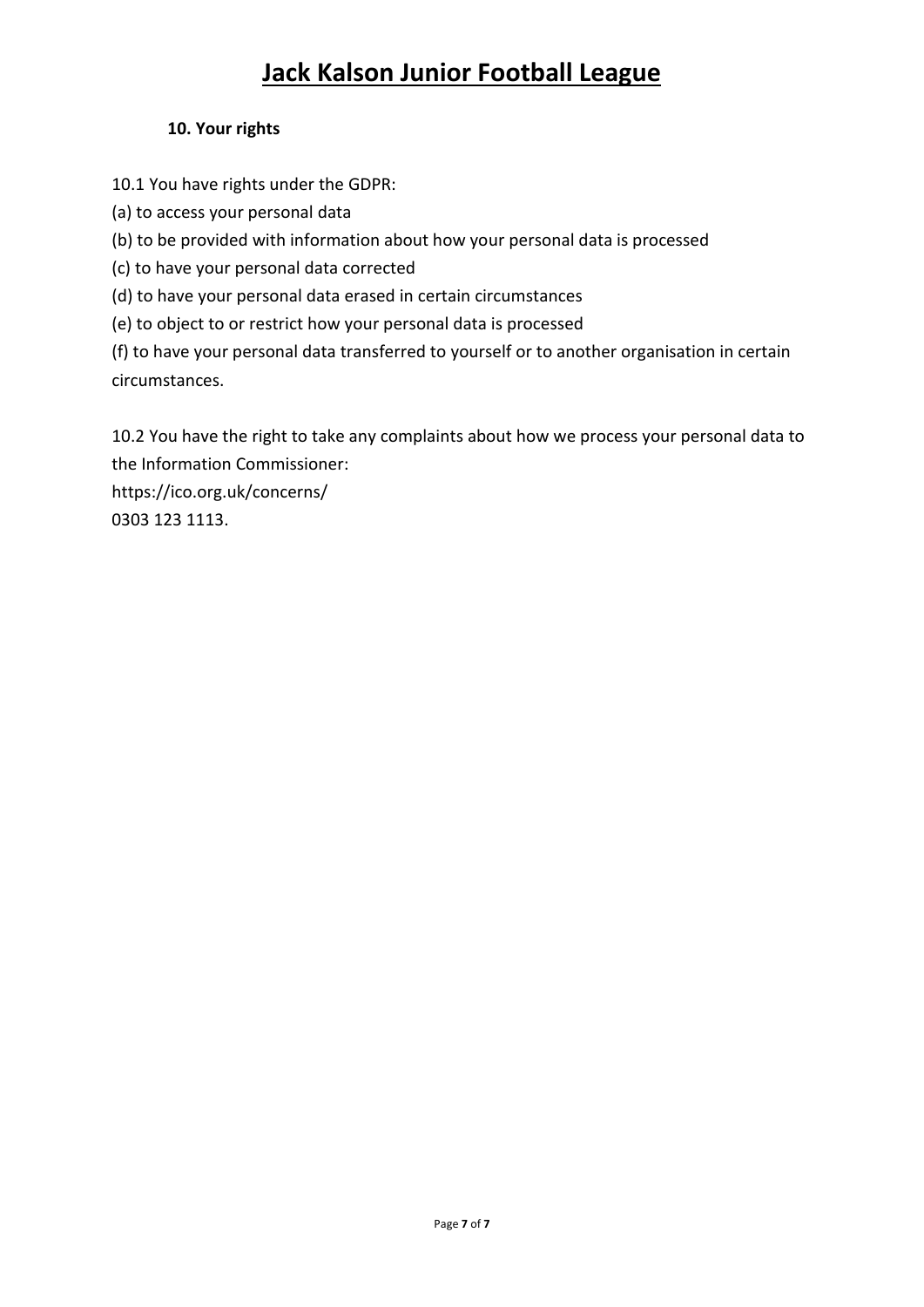## 10. Your rights

10.1 You have rights under the GDPR:

(a) to access your personal data

(b) to be provided with information about how your personal data is processed

(c) to have your personal data corrected

(d) to have your personal data erased in certain circumstances

(e) to object to or restrict how your personal data is processed

(f) to have your personal data transferred to yourself or to another organisation in certain circumstances.

10.2 You have the right to take any complaints about how we process your personal data to the Information Commissioner:
https://ico.org.uk/concerns/
0303 123 1113.